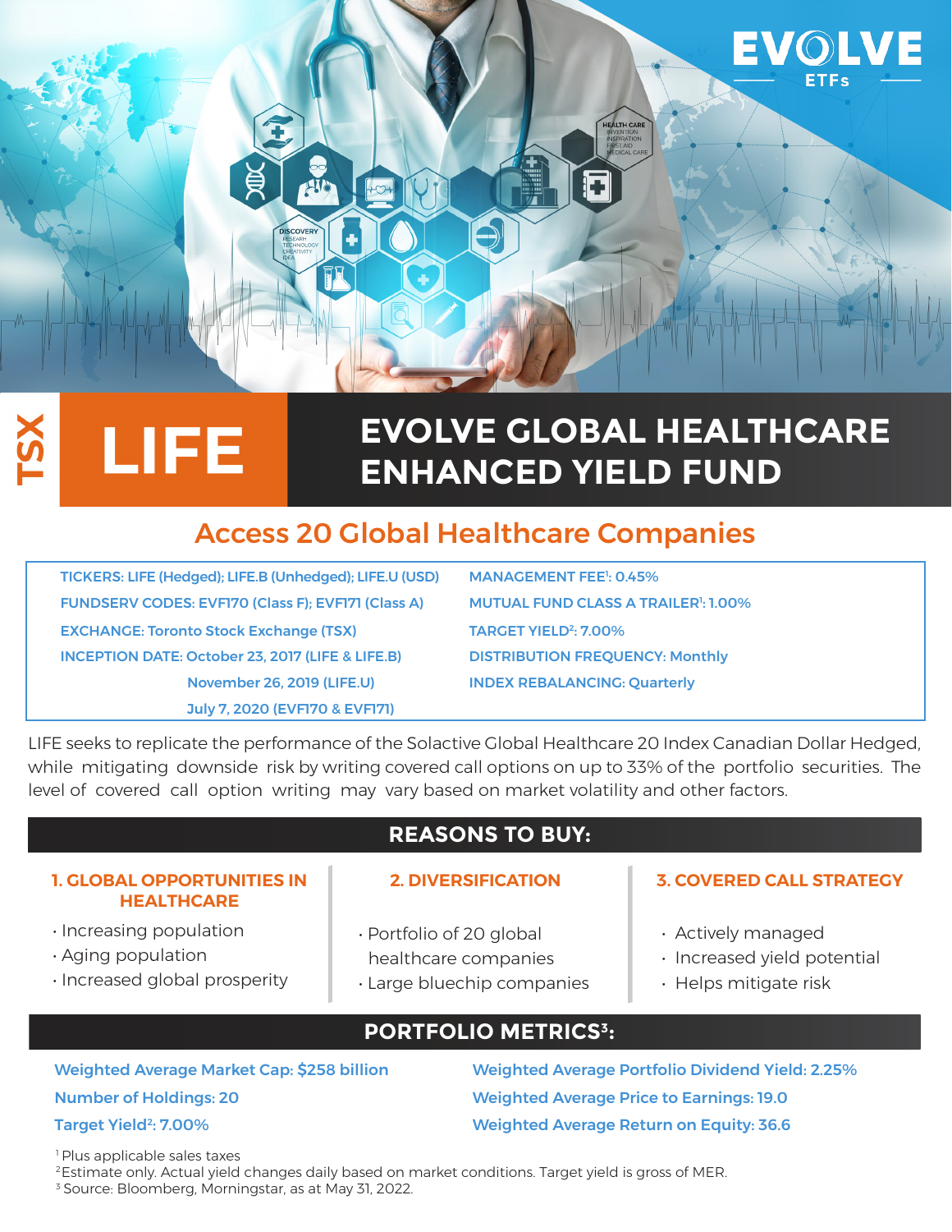EVOLVE ETFs

TSX

# LIFE

# EVOLVE GLOBAL HEALTHCARE ENHANCED YIELD FUND

## Access 20 Global Healthcare Companies

| | |
|---|---|
| TICKERS: LIFE (Hedged); LIFE.B (Unhedged); LIFE.U (USD) | MANAGEMENT FEE[1]: 0.45% |
| FUNDSERV CODES: EVF170 (Class F); EVF171 (Class A) | MUTUAL FUND CLASS A TRAILER[1]: 1.00% |
| EXCHANGE: Toronto Stock Exchange (TSX) | TARGET YIELD[2]: 7.00% |
| INCEPTION DATE: October 23, 2017 (LIFE & LIFE.B) | DISTRIBUTION FREQUENCY: Monthly |
| November 26, 2019 (LIFE.U) | INDEX REBALANCING: Quarterly |
| July 7, 2020 (EVF170 & EVF171) | |

LIFE seeks to replicate the performance of the Solactive Global Healthcare 20 Index Canadian Dollar Hedged, while mitigating downside risk by writing covered call options on up to 33% of the portfolio securities. The level of covered call option writing may vary based on market volatility and other factors.

## REASONS TO BUY:

### 1. GLOBAL OPPORTUNITIES IN HEALTHCARE

- Increasing population
- Aging population
- Increased global prosperity

### 2. DIVERSIFICATION

- Portfolio of 20 global healthcare companies
- Large bluechip companies

### 3. COVERED CALL STRATEGY

- Actively managed
- Increased yield potential
- Helps mitigate risk

## PORTFOLIO METRICS[3]:

| | |
|---|---|
| Weighted Average Market Cap: $258 billion | Weighted Average Portfolio Dividend Yield: 2.25% |
| Number of Holdings: 20 | Weighted Average Price to Earnings: 19.0 |
| Target Yield[2]: 7.00% | Weighted Average Return on Equity: 36.6 |

[1] Plus applicable sales taxes
[2] Estimate only. Actual yield changes daily based on market conditions. Target yield is gross of MER.
[3] Source: Bloomberg, Morningstar, as at May 31, 2022.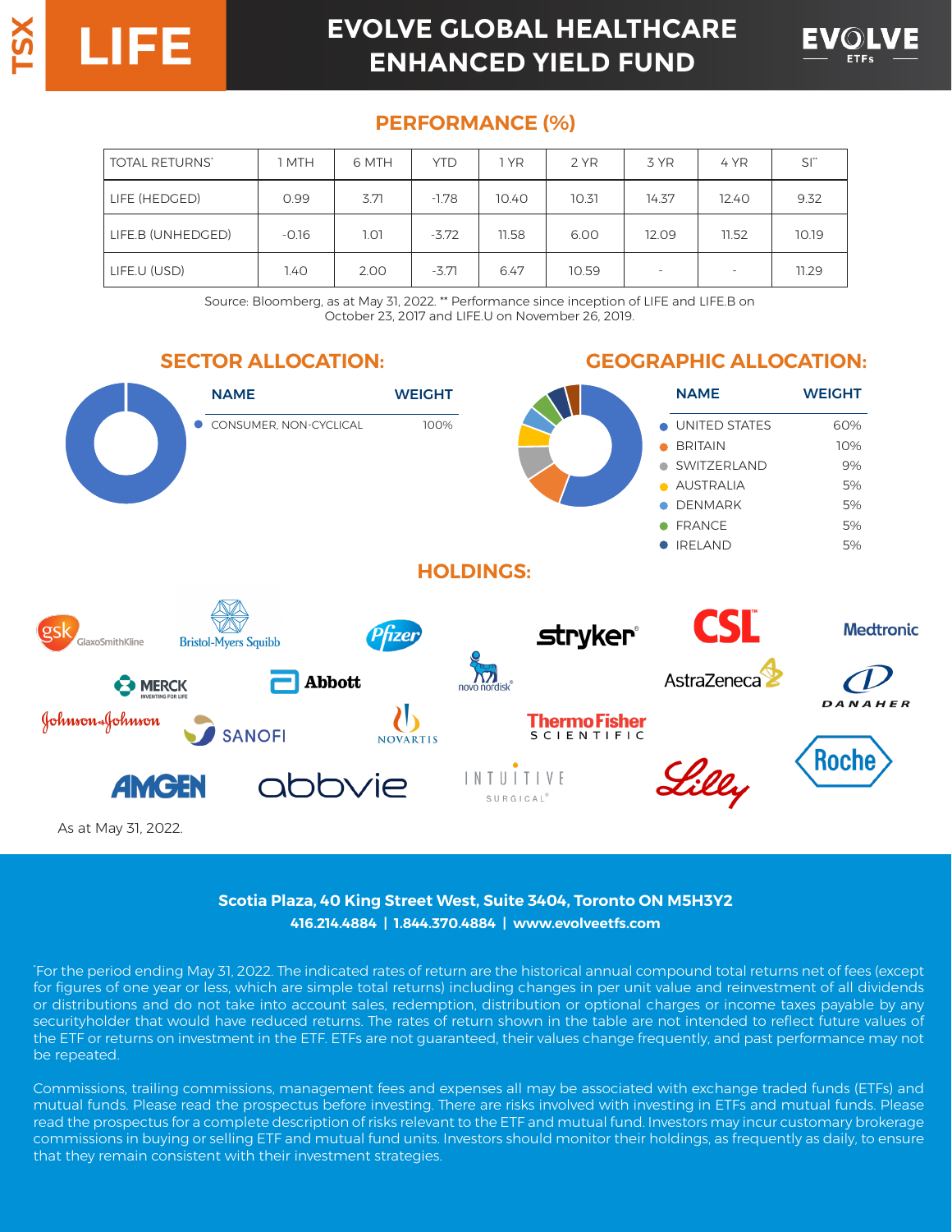# TSX LIFE — EVOLVE GLOBAL HEALTHCARE ENHANCED YIELD FUND

## PERFORMANCE (%)

| TOTAL RETURNS* | 1 MTH | 6 MTH | YTD | 1 YR | 2 YR | 3 YR | 4 YR | SI** |
|---|---|---|---|---|---|---|---|---|
| LIFE (HEDGED) | 0.99 | 3.71 | -1.78 | 10.40 | 10.31 | 14.37 | 12.40 | 9.32 |
| LIFE.B (UNHEDGED) | -0.16 | 1.01 | -3.72 | 11.58 | 6.00 | 12.09 | 11.52 | 10.19 |
| LIFE.U (USD) | 1.40 | 2.00 | -3.71 | 6.47 | 10.59 | - | - | 11.29 |

Source: Bloomberg, as at May 31, 2022. ** Performance since inception of LIFE and LIFE.B on October 23, 2017 and LIFE.U on November 26, 2019.

## SECTOR ALLOCATION:

| NAME | WEIGHT |
|---|---|
| CONSUMER, NON-CYCLICAL | 100% |

## GEOGRAPHIC ALLOCATION:

| NAME | WEIGHT |
|---|---|
| UNITED STATES | 60% |
| BRITAIN | 10% |
| SWITZERLAND | 9% |
| AUSTRALIA | 5% |
| DENMARK | 5% |
| FRANCE | 5% |
| IRELAND | 5% |

## HOLDINGS:

GlaxoSmithKline, Bristol-Myers Squibb, Pfizer, stryker, CSL, Medtronic, Merck, Abbott, novo nordisk, AstraZeneca, Danaher, Johnson & Johnson, Sanofi, Novartis, Thermo Fisher Scientific, Roche, Amgen, abbvie, Intuitive Surgical, Lilly

As at May 31, 2022.

**Scotia Plaza, 40 King Street West, Suite 3404, Toronto ON M5H3Y2**
**416.214.4884 | 1.844.370.4884 | www.evolveetfs.com**

*For the period ending May 31, 2022. The indicated rates of return are the historical annual compound total returns net of fees (except for figures of one year or less, which are simple total returns) including changes in per unit value and reinvestment of all dividends or distributions and do not take into account sales, redemption, distribution or optional charges or income taxes payable by any securityholder that would have reduced returns. The rates of return shown in the table are not intended to reflect future values of the ETF or returns on investment in the ETF. ETFs are not guaranteed, their values change frequently, and past performance may not be repeated.

Commissions, trailing commissions, management fees and expenses all may be associated with exchange traded funds (ETFs) and mutual funds. Please read the prospectus before investing. There are risks involved with investing in ETFs and mutual funds. Please read the prospectus for a complete description of risks relevant to the ETF and mutual fund. Investors may incur customary brokerage commissions in buying or selling ETF and mutual fund units. Investors should monitor their holdings, as frequently as daily, to ensure that they remain consistent with their investment strategies.